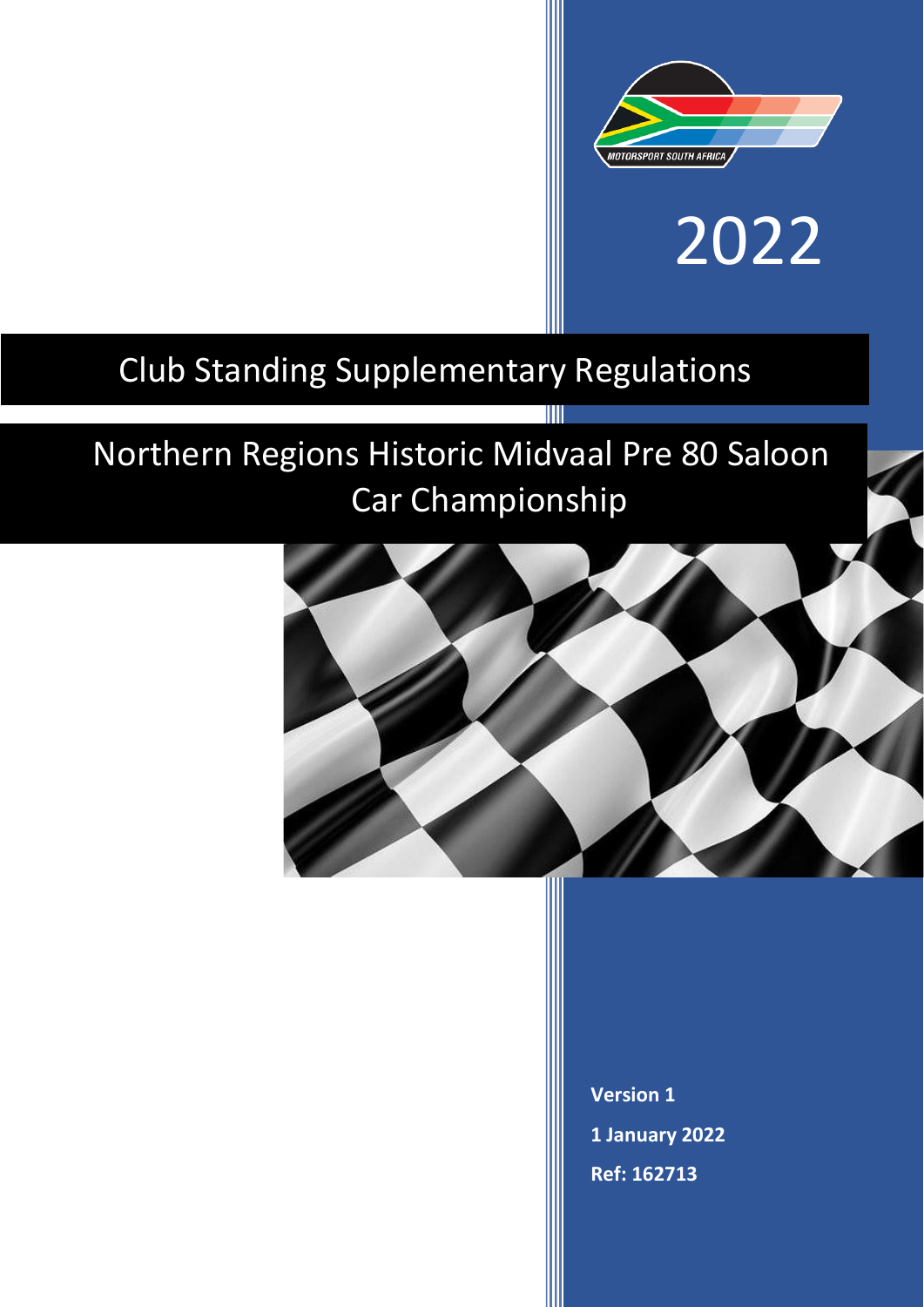MOTORSPORT SOUTH AFRICA

2022

# Club Standing Supplementary Regulations

## Northern Regions Historic Midvaal Pre 80 Saloon Car Championship

**Version 1**

**1 January 2022**

**Ref: 162713**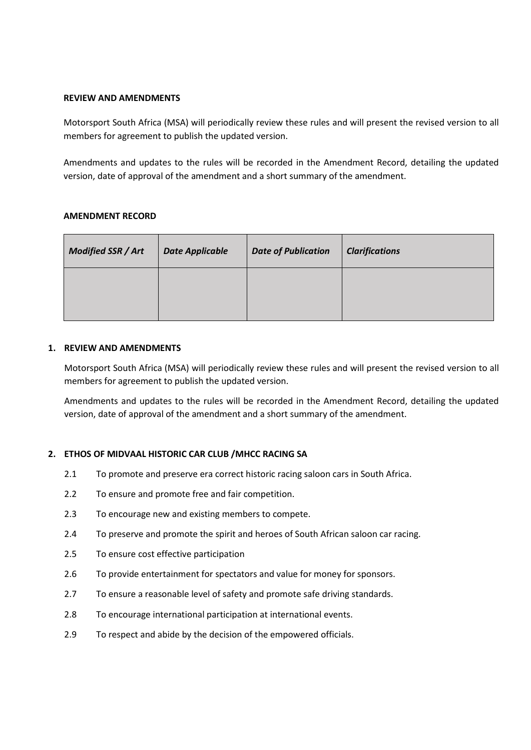**REVIEW AND AMENDMENTS**

Motorsport South Africa (MSA) will periodically review these rules and will present the revised version to all members for agreement to publish the updated version.

Amendments and updates to the rules will be recorded in the Amendment Record, detailing the updated version, date of approval of the amendment and a short summary of the amendment.

**AMENDMENT RECORD**

| *Modified SSR / Art* | *Date Applicable* | *Date of Publication* | *Clarifications* |
|---|---|---|---|
| | | | |

## 1. REVIEW AND AMENDMENTS

Motorsport South Africa (MSA) will periodically review these rules and will present the revised version to all members for agreement to publish the updated version.

Amendments and updates to the rules will be recorded in the Amendment Record, detailing the updated version, date of approval of the amendment and a short summary of the amendment.

## 2. ETHOS OF MIDVAAL HISTORIC CAR CLUB /MHCC RACING SA

2.1 To promote and preserve era correct historic racing saloon cars in South Africa.

2.2 To ensure and promote free and fair competition.

2.3 To encourage new and existing members to compete.

2.4 To preserve and promote the spirit and heroes of South African saloon car racing.

2.5 To ensure cost effective participation

2.6 To provide entertainment for spectators and value for money for sponsors.

2.7 To ensure a reasonable level of safety and promote safe driving standards.

2.8 To encourage international participation at international events.

2.9 To respect and abide by the decision of the empowered officials.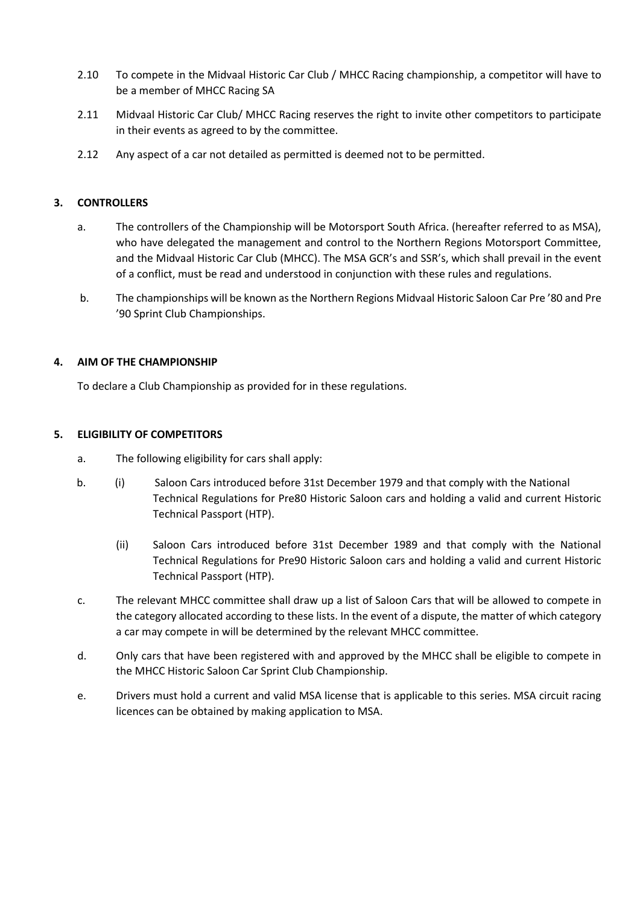2.10 To compete in the Midvaal Historic Car Club / MHCC Racing championship, a competitor will have to be a member of MHCC Racing SA

2.11 Midvaal Historic Car Club/ MHCC Racing reserves the right to invite other competitors to participate in their events as agreed to by the committee.

2.12 Any aspect of a car not detailed as permitted is deemed not to be permitted.

## 3. CONTROLLERS

a. The controllers of the Championship will be Motorsport South Africa. (hereafter referred to as MSA), who have delegated the management and control to the Northern Regions Motorsport Committee, and the Midvaal Historic Car Club (MHCC). The MSA GCR's and SSR's, which shall prevail in the event of a conflict, must be read and understood in conjunction with these rules and regulations.

b. The championships will be known as the Northern Regions Midvaal Historic Saloon Car Pre '80 and Pre '90 Sprint Club Championships.

## 4. AIM OF THE CHAMPIONSHIP

To declare a Club Championship as provided for in these regulations.

## 5. ELIGIBILITY OF COMPETITORS

a. The following eligibility for cars shall apply:

b. (i) Saloon Cars introduced before 31st December 1979 and that comply with the National Technical Regulations for Pre80 Historic Saloon cars and holding a valid and current Historic Technical Passport (HTP).

(ii) Saloon Cars introduced before 31st December 1989 and that comply with the National Technical Regulations for Pre90 Historic Saloon cars and holding a valid and current Historic Technical Passport (HTP).

c. The relevant MHCC committee shall draw up a list of Saloon Cars that will be allowed to compete in the category allocated according to these lists. In the event of a dispute, the matter of which category a car may compete in will be determined by the relevant MHCC committee.

d. Only cars that have been registered with and approved by the MHCC shall be eligible to compete in the MHCC Historic Saloon Car Sprint Club Championship.

e. Drivers must hold a current and valid MSA license that is applicable to this series. MSA circuit racing licences can be obtained by making application to MSA.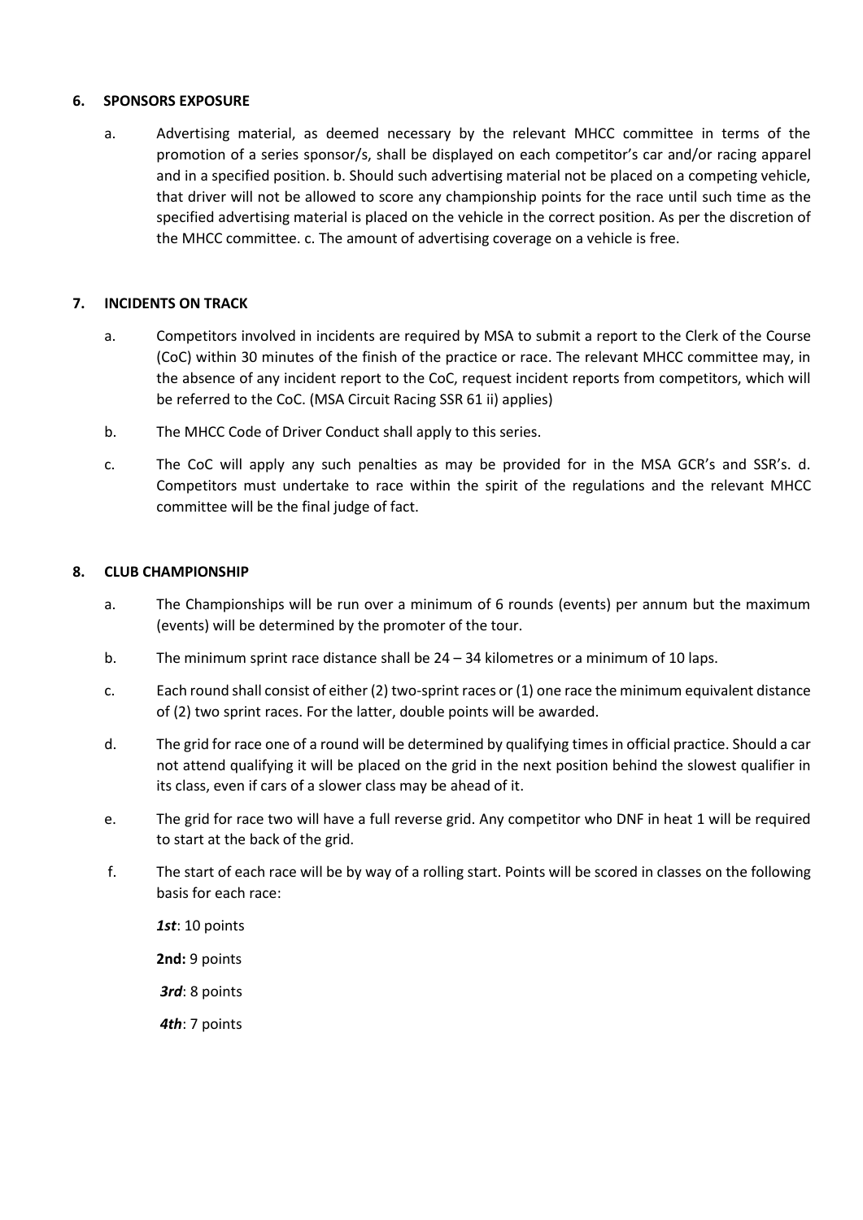## 6. SPONSORS EXPOSURE

a. Advertising material, as deemed necessary by the relevant MHCC committee in terms of the promotion of a series sponsor/s, shall be displayed on each competitor's car and/or racing apparel and in a specified position. b. Should such advertising material not be placed on a competing vehicle, that driver will not be allowed to score any championship points for the race until such time as the specified advertising material is placed on the vehicle in the correct position. As per the discretion of the MHCC committee. c. The amount of advertising coverage on a vehicle is free.

## 7. INCIDENTS ON TRACK

a. Competitors involved in incidents are required by MSA to submit a report to the Clerk of the Course (CoC) within 30 minutes of the finish of the practice or race. The relevant MHCC committee may, in the absence of any incident report to the CoC, request incident reports from competitors, which will be referred to the CoC. (MSA Circuit Racing SSR 61 ii) applies)

b. The MHCC Code of Driver Conduct shall apply to this series.

c. The CoC will apply any such penalties as may be provided for in the MSA GCR's and SSR's. d. Competitors must undertake to race within the spirit of the regulations and the relevant MHCC committee will be the final judge of fact.

## 8. CLUB CHAMPIONSHIP

a. The Championships will be run over a minimum of 6 rounds (events) per annum but the maximum (events) will be determined by the promoter of the tour.

b. The minimum sprint race distance shall be 24 – 34 kilometres or a minimum of 10 laps.

c. Each round shall consist of either (2) two-sprint races or (1) one race the minimum equivalent distance of (2) two sprint races. For the latter, double points will be awarded.

d. The grid for race one of a round will be determined by qualifying times in official practice. Should a car not attend qualifying it will be placed on the grid in the next position behind the slowest qualifier in its class, even if cars of a slower class may be ahead of it.

e. The grid for race two will have a full reverse grid. Any competitor who DNF in heat 1 will be required to start at the back of the grid.

f. The start of each race will be by way of a rolling start. Points will be scored in classes on the following basis for each race:

***1st***: 10 points

**2nd:** 9 points

***3rd***: 8 points

***4th***: 7 points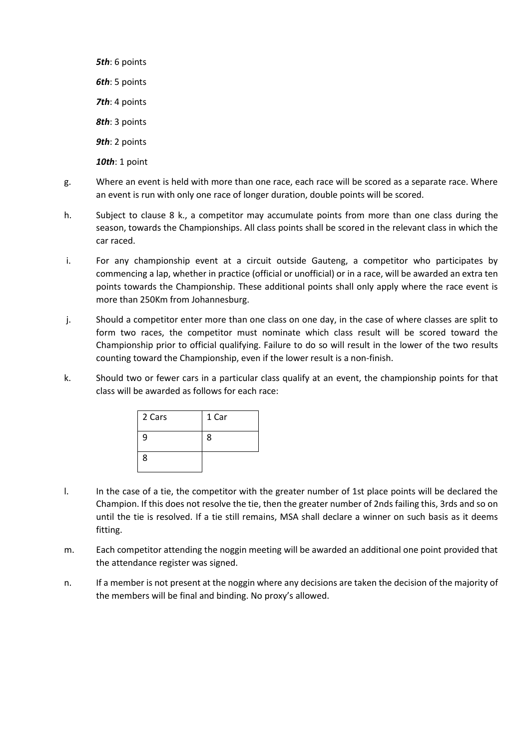***5th***: 6 points

***6th***: 5 points

***7th***: 4 points

***8th***: 3 points

***9th***: 2 points

***10th***: 1 point

g. Where an event is held with more than one race, each race will be scored as a separate race. Where an event is run with only one race of longer duration, double points will be scored.

h. Subject to clause 8 k., a competitor may accumulate points from more than one class during the season, towards the Championships. All class points shall be scored in the relevant class in which the car raced.

i. For any championship event at a circuit outside Gauteng, a competitor who participates by commencing a lap, whether in practice (official or unofficial) or in a race, will be awarded an extra ten points towards the Championship. These additional points shall only apply where the race event is more than 250Km from Johannesburg.

j. Should a competitor enter more than one class on one day, in the case of where classes are split to form two races, the competitor must nominate which class result will be scored toward the Championship prior to official qualifying. Failure to do so will result in the lower of the two results counting toward the Championship, even if the lower result is a non-finish.

k. Should two or fewer cars in a particular class qualify at an event, the championship points for that class will be awarded as follows for each race:

| 2 Cars | 1 Car |
|---|---|
| 9 | 8 |
| 8 | |

l. In the case of a tie, the competitor with the greater number of 1st place points will be declared the Champion. If this does not resolve the tie, then the greater number of 2nds failing this, 3rds and so on until the tie is resolved. If a tie still remains, MSA shall declare a winner on such basis as it deems fitting.

m. Each competitor attending the noggin meeting will be awarded an additional one point provided that the attendance register was signed.

n. If a member is not present at the noggin where any decisions are taken the decision of the majority of the members will be final and binding. No proxy's allowed.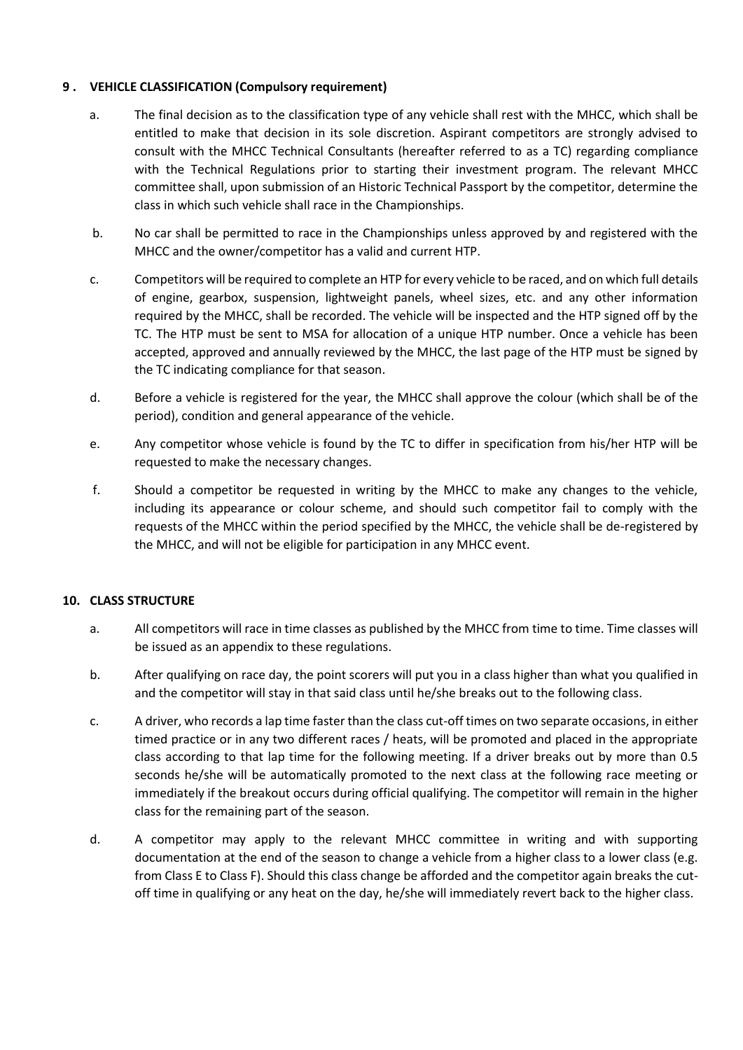## 9 . VEHICLE CLASSIFICATION (Compulsory requirement)

a. The final decision as to the classification type of any vehicle shall rest with the MHCC, which shall be entitled to make that decision in its sole discretion. Aspirant competitors are strongly advised to consult with the MHCC Technical Consultants (hereafter referred to as a TC) regarding compliance with the Technical Regulations prior to starting their investment program. The relevant MHCC committee shall, upon submission of an Historic Technical Passport by the competitor, determine the class in which such vehicle shall race in the Championships.

b. No car shall be permitted to race in the Championships unless approved by and registered with the MHCC and the owner/competitor has a valid and current HTP.

c. Competitors will be required to complete an HTP for every vehicle to be raced, and on which full details of engine, gearbox, suspension, lightweight panels, wheel sizes, etc. and any other information required by the MHCC, shall be recorded. The vehicle will be inspected and the HTP signed off by the TC. The HTP must be sent to MSA for allocation of a unique HTP number. Once a vehicle has been accepted, approved and annually reviewed by the MHCC, the last page of the HTP must be signed by the TC indicating compliance for that season.

d. Before a vehicle is registered for the year, the MHCC shall approve the colour (which shall be of the period), condition and general appearance of the vehicle.

e. Any competitor whose vehicle is found by the TC to differ in specification from his/her HTP will be requested to make the necessary changes.

f. Should a competitor be requested in writing by the MHCC to make any changes to the vehicle, including its appearance or colour scheme, and should such competitor fail to comply with the requests of the MHCC within the period specified by the MHCC, the vehicle shall be de-registered by the MHCC, and will not be eligible for participation in any MHCC event.

## 10. CLASS STRUCTURE

a. All competitors will race in time classes as published by the MHCC from time to time. Time classes will be issued as an appendix to these regulations.

b. After qualifying on race day, the point scorers will put you in a class higher than what you qualified in and the competitor will stay in that said class until he/she breaks out to the following class.

c. A driver, who records a lap time faster than the class cut-off times on two separate occasions, in either timed practice or in any two different races / heats, will be promoted and placed in the appropriate class according to that lap time for the following meeting. If a driver breaks out by more than 0.5 seconds he/she will be automatically promoted to the next class at the following race meeting or immediately if the breakout occurs during official qualifying. The competitor will remain in the higher class for the remaining part of the season.

d. A competitor may apply to the relevant MHCC committee in writing and with supporting documentation at the end of the season to change a vehicle from a higher class to a lower class (e.g. from Class E to Class F). Should this class change be afforded and the competitor again breaks the cut-off time in qualifying or any heat on the day, he/she will immediately revert back to the higher class.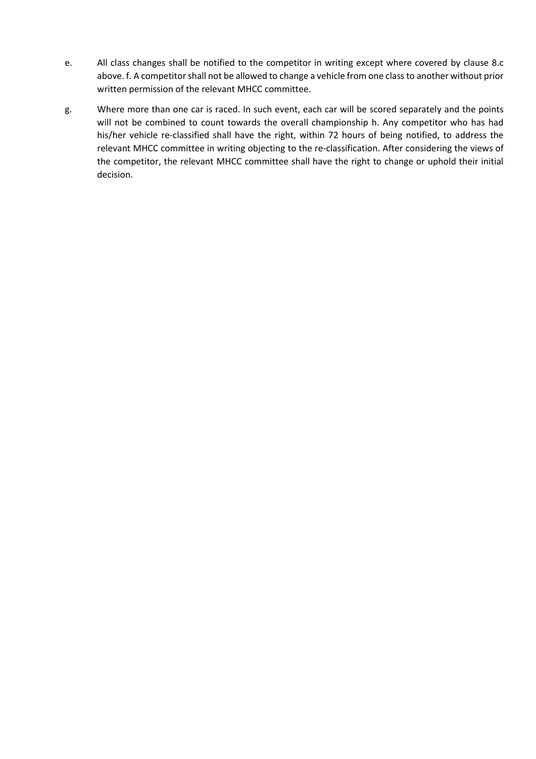e. All class changes shall be notified to the competitor in writing except where covered by clause 8.c above. f. A competitor shall not be allowed to change a vehicle from one class to another without prior written permission of the relevant MHCC committee.

g. Where more than one car is raced. In such event, each car will be scored separately and the points will not be combined to count towards the overall championship h. Any competitor who has had his/her vehicle re-classified shall have the right, within 72 hours of being notified, to address the relevant MHCC committee in writing objecting to the re-classification. After considering the views of the competitor, the relevant MHCC committee shall have the right to change or uphold their initial decision.